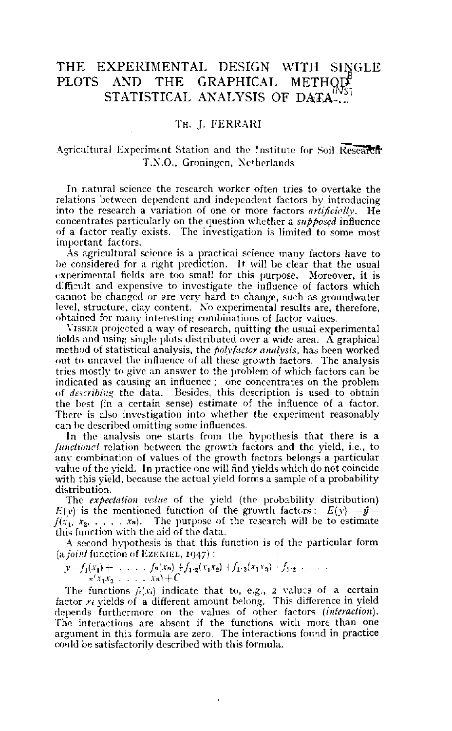# THE EXPERIMENTAL DESIGN WITH SINGLE PLOTS AND THE GRAPHICAL METHOD OF STATISTICAL ANALYSIS OF DATA

TH. J. FERRARI

Agricultural Experiment Station and the Institute for Soil Research T.N.O., Groningen, Netherlands

In natural science the research worker often tries to overtake the relations between dependent and independent factors by introducing into the research a variation of one or more factors *artificially*. He concentrates particularly on the question whether a *supposed* influence of a factor really exists. The investigation is limited to some most important factors.

As agricultural science is a practical science many factors have to be considered for a right prediction. It will be clear that the usual experimental fields are too small for this purpose. Moreover, it is difficult and expensive to investigate the influence of factors which cannot be changed or are very hard to change, such as groundwater level, structure, clay content. No experimental results are, therefore, obtained for many interesting combinations of factor values.

VISSER projected a way of research, quitting the usual experimental fields and using single plots distributed over a wide area. A graphical method of statistical analysis, the *polyfactor analysis*, has been worked out to unravel the influence of all these growth factors. The analysis tries mostly to give an answer to the problem of which factors can be indicated as causing an influence; one concentrates on the problem of *describing* the data. Besides, this description is used to obtain the best (in a certain sense) estimate of the influence of a factor. There is also investigation into whether the experiment reasonably can be described omitting some influences.

In the analysis one starts from the hypothesis that there is a *functional* relation between the growth factors and the yield, i.e., to any combination of values of the growth factors belongs a particular value of the yield. In practice one will find yields which do not coincide with this yield, because the actual yield forms a sample of a probability distribution.

The *expectation value* of the yield (the probability distribution) $E(y)$ is the mentioned function of the growth factors: $E(y) = \hat{y} = f(x_1, x_2, \ldots \ldots x_n)$. The purpose of the research will be to estimate this function with the aid of the data.

A second hypothesis is that this function is of the particular form (a *joint* function of EZEKIEL, 1947):

$$y = f_1(x_1) + \ldots \ldots f_n(x_n) + f_{1\cdot 2}(x_1 x_2) + f_{1\cdot 3}(x_1 x_3) + f_{1\cdot 2} \ldots \ldots {}_n(x_1 x_2 \ldots \ldots x_n) + C$$

The functions $f_i(x_i)$ indicate that to, e.g., 2 values of a certain factor $x_i$ yields of a different amount belong. This difference in yield depends furthermore on the values of other factors (*interaction*). The interactions are absent if the functions with more than one argument in this formula are zero. The interactions found in practice could be satisfactorily described with this formula.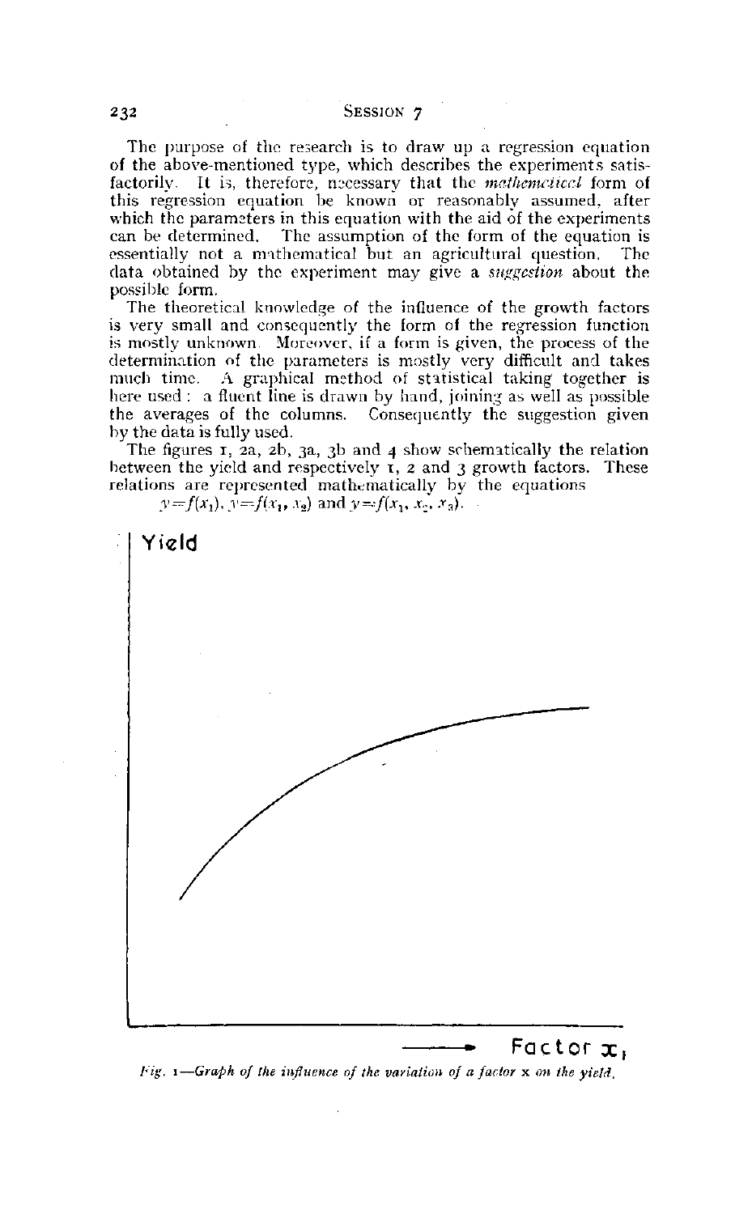The purpose of the research is to draw up a regression equation of the above-mentioned type, which describes the experiments satisfactorily. It is, therefore, necessary that the *mathematical* form of this regression equation be known or reasonably assumed, after which the parameters in this equation with the aid of the experiments can be determined. The assumption of the form of the equation is essentially not a mathematical but an agricultural question. The data obtained by the experiment may give a *suggestion* about the possible form.

The theoretical knowledge of the influence of the growth factors is very small and consequently the form of the regression function is mostly unknown. Moreover, if a form is given, the process of the determination of the parameters is mostly very difficult and takes much time. A graphical method of statistical taking together is here used: a fluent line is drawn by hand, joining as well as possible the averages of the columns. Consequently the suggestion given by the data is fully used.

The figures 1, 2a, 2b, 3a, 3b and 4 show schematically the relation between the yield and respectively 1, 2 and 3 growth factors. These relations are represented mathematically by the equations

$y=f(x_1)$, $y=f(x_1, x_2)$ and $y=f(x_1, x_2, x_3)$.

*Fig. 1—Graph of the influence of the variation of a factor x on the yield.*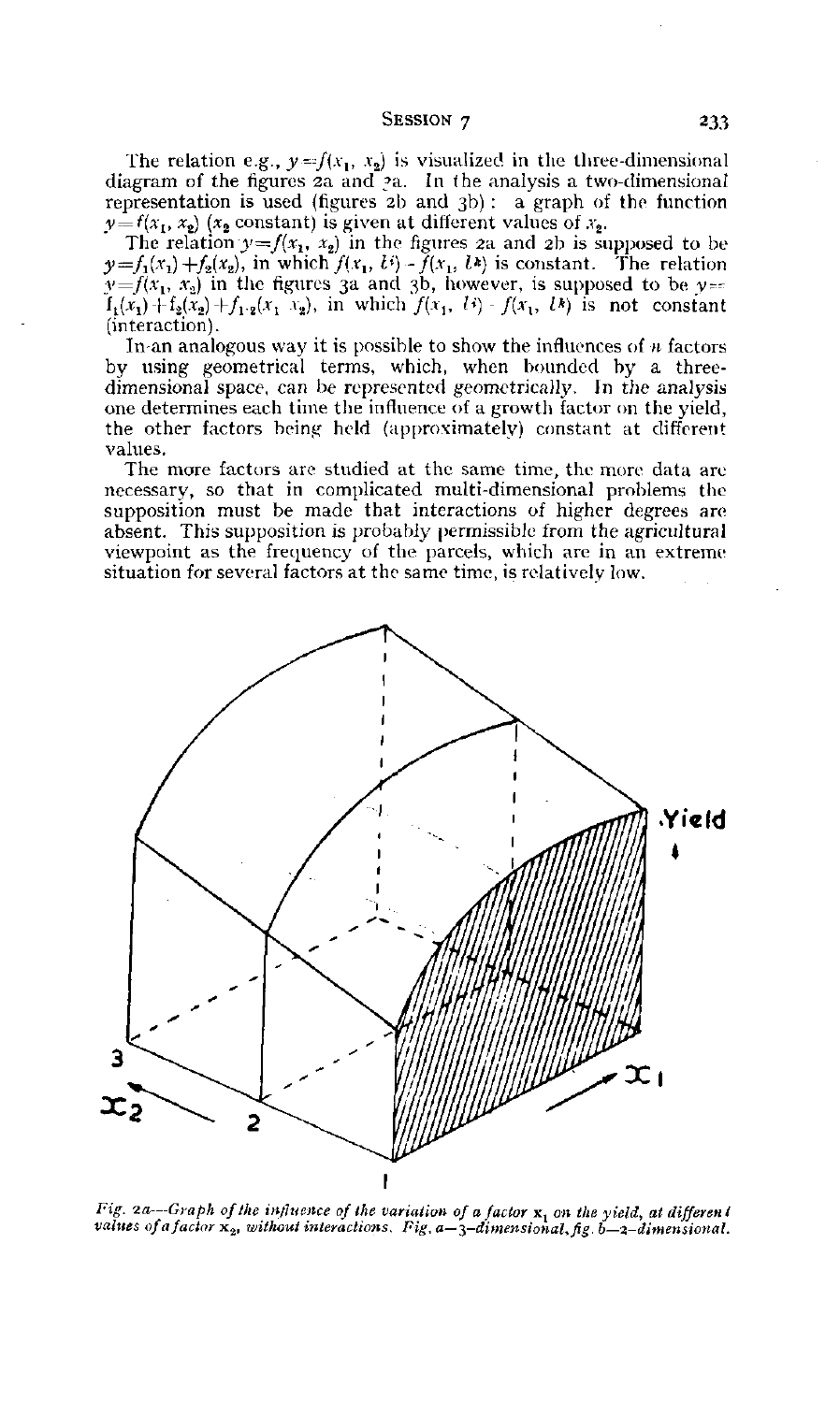The relation e.g., $y = f(x_1, x_2)$ is visualized in the three-dimensional diagram of the figures 2a and 3a. In the analysis a two-dimensional representation is used (figures 2b and 3b): a graph of the function $y = f(x_1, x_2)$ ($x_2$ constant) is given at different values of $x_2$.

The relation $y = f(x_1, x_2)$ in the figures 2a and 2b is supposed to be $y = f_1(x_1) + f_2(x_2)$, in which $f(x_1, l^i) - f(x_1, l^k)$ is constant. The relation $y = f(x_1, x_2)$ in the figures 3a and 3b, however, is supposed to be $y = f_1(x_1) + f_2(x_2) + f_{1 \cdot 2}(x_1 x_2)$, in which $f(x_1, l^i) - f(x_1, l^k)$ is not constant (interaction).

In an analogous way it is possible to show the influences of $n$ factors by using geometrical terms, which, when bounded by a three-dimensional space, can be represented geometrically. In the analysis one determines each time the influence of a growth factor on the yield, the other factors being held (approximately) constant at different values.

The more factors are studied at the same time, the more data are necessary, so that in complicated multi-dimensional problems the supposition must be made that interactions of higher degrees are absent. This supposition is probably permissible from the agricultural viewpoint as the frequency of the parcels, which are in an extreme situation for several factors at the same time, is relatively low.

*Fig. 2a—Graph of the influence of the variation of a factor $x_1$ on the yield, at different values of a factor $x_2$, without interactions. Fig. a—3-dimensional, fig. b—2-dimensional.*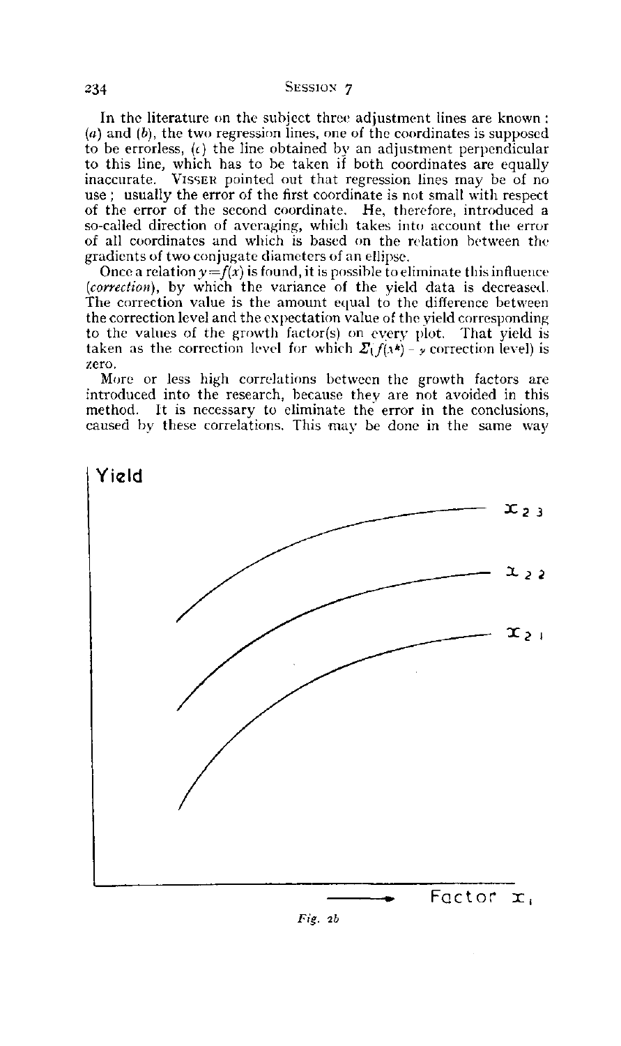In the literature on the subject three adjustment lines are known: (*a*) and (*b*), the two regression lines, one of the coordinates is supposed to be errorless, (*c*) the line obtained by an adjustment perpendicular to this line, which has to be taken if both coordinates are equally inaccurate. VISSER pointed out that regression lines may be of no use; usually the error of the first coordinate is not small with respect of the error of the second coordinate. He, therefore, introduced a so-called direction of averaging, which takes into account the error of all coordinates and which is based on the relation between the gradients of two conjugate diameters of an ellipse.

Once a relation $y=f(x)$ is found, it is possible to eliminate this influence (*correction*), by which the variance of the yield data is decreased. The correction value is the amount equal to the difference between the correction level and the expectation value of the yield corresponding to the values of the growth factor(s) on every plot. That yield is taken as the correction level for which $\Sigma(f(x^*) - y$ correction level) is zero.

More or less high correlations between the growth factors are introduced into the research, because they are not avoided in this method. It is necessary to eliminate the error in the conclusions, caused by these correlations. This may be done in the same way

Yield

$x_{23}$

$x_{22}$

$x_{21}$

Factor $x_1$

*Fig. 2b*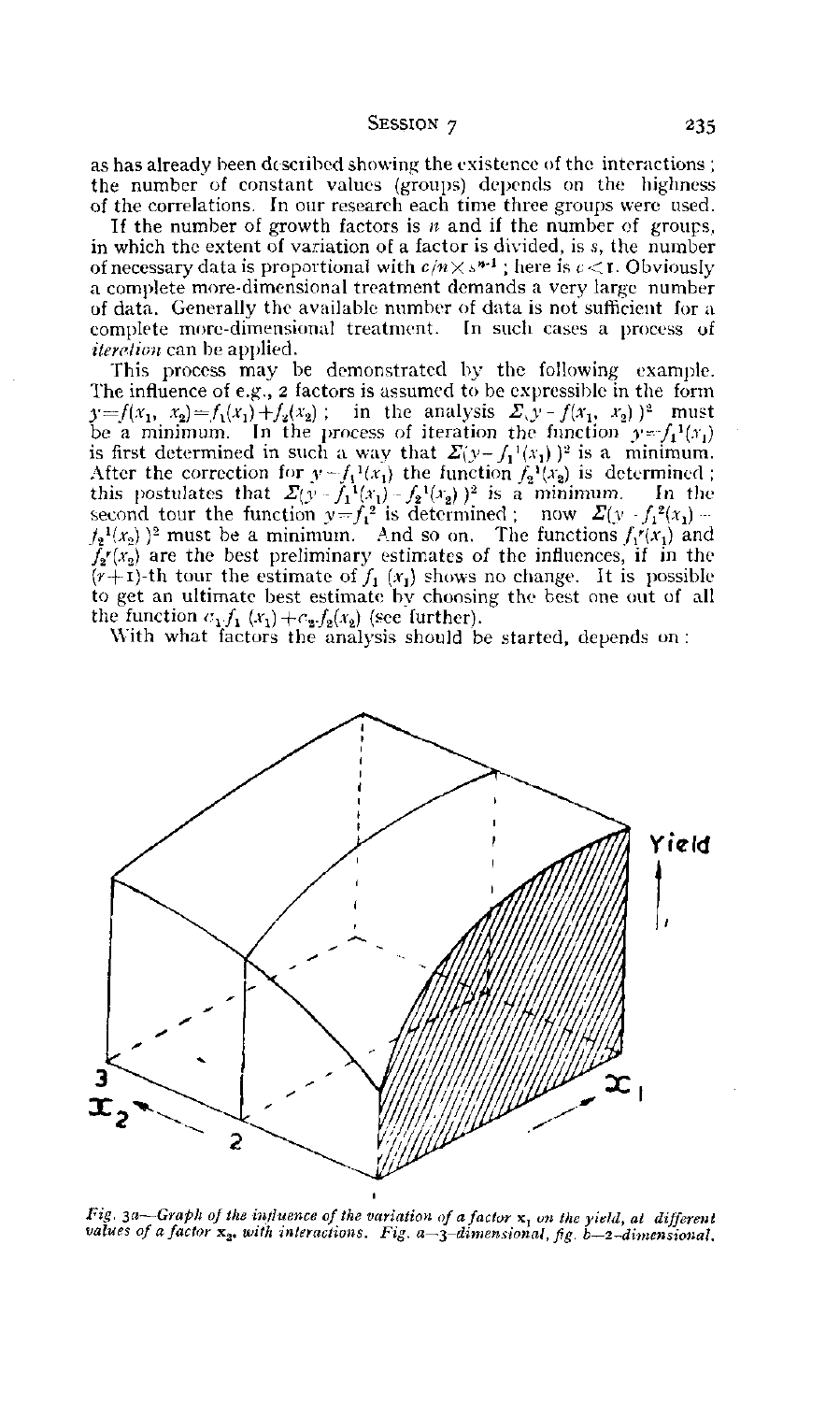as has already been described showing the existence of the interactions; the number of constant values (groups) depends on the highness of the correlations. In our research each time three groups were used.

If the number of growth factors is $n$ and if the number of groups, in which the extent of variation of a factor is divided, is $s$, the number of necessary data is proportional with $c/n \times s^{n-1}$; here is $c < 1$. Obviously a complete more-dimensional treatment demands a very large number of data. Generally the available number of data is not sufficient for a complete more-dimensional treatment. In such cases a process of *iteration* can be applied.

This process may be demonstrated by the following example. The influence of e.g., 2 factors is assumed to be expressible in the form $y = f(x_1, x_2) = f_1(x_1) + f_2(x_2)$; in the analysis $\Sigma(y - f(x_1, x_2))^2$ must be a minimum. In the process of iteration the function $y = f_1^1(x_1)$ is first determined in such a way that $\Sigma(y - f_1^1(x_1))^2$ is a minimum. After the correction for $y - f_1^1(x_1)$ the function $f_2^1(x_2)$ is determined; this postulates that $\Sigma(y - f_1^1(x_1) - f_2^1(x_2))^2$ is a minimum. In the second tour the function $y = f_1^2$ is determined; now $\Sigma(y - f_1^2(x_1) - f_2^1(x_2))^2$ must be a minimum. And so on. The functions $f_1^r(x_1)$ and $f_2^r(x_2)$ are the best preliminary estimates of the influences, if in the $(r+1)$-th tour the estimate of $f_1(x_1)$ shows no change. It is possible to get an ultimate best estimate by choosing the best one out of all the function $c_1 f_1(x_1) + c_2 f_2(x_2)$ (see further).

With what factors the analysis should be started, depends on:

*Fig. 3a—Graph of the influence of the variation of a factor $x_1$ on the yield, at different values of a factor $x_2$, with interactions. Fig. a—3-dimensional, fig. b—2-dimensional.*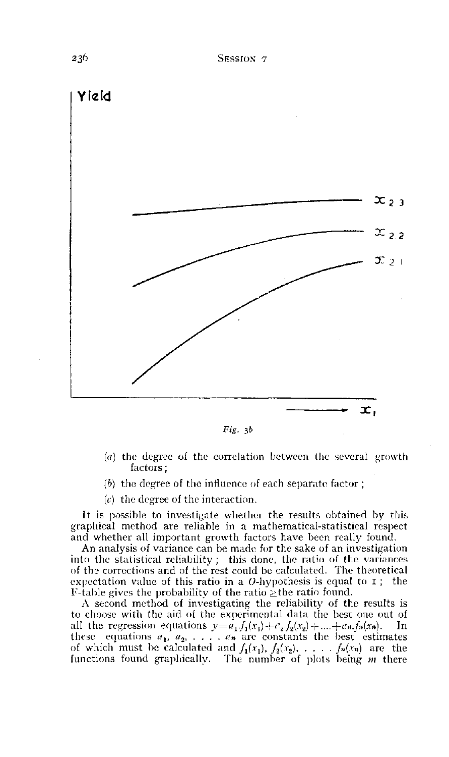Fig. 3b

(a) the degree of the correlation between the several growth factors;

(b) the degree of the influence of each separate factor;

(c) the degree of the interaction.

It is possible to investigate whether the results obtained by this graphical method are reliable in a mathematical-statistical respect and whether all important growth factors have been really found.

An analysis of variance can be made for the sake of an investigation into the statistical reliability; this done, the ratio of the variances of the corrections and of the rest could be calculated. The theoretical expectation value of this ratio in a $O$-hypothesis is equal to 1; the F-table gives the probability of the ratio $\geq$ the ratio found.

A second method of investigating the reliability of the results is to choose with the aid of the experimental data the best one out of all the regression equations $y = a_1.f_1(x_1) + a_2.f_2(x_2) + .... + a_n.f_n(x_n)$. In these equations $a_1, a_2, \ldots . a_n$ are constants the best estimates of which must be calculated and $f_1(x_1), f_2(x_2), \ldots . f_n(x_n)$ are the functions found graphically. The number of plots being $m$ there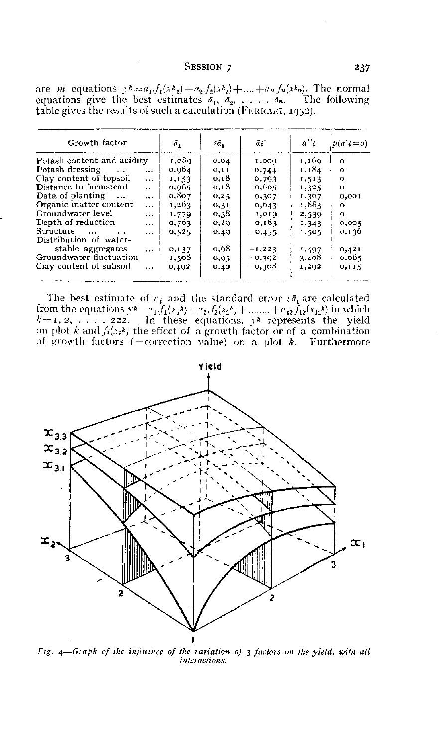are $m$ equations $y^k = a_1 . f_1(x^k_1) + a_2 . f_2(x^k_2) + .... + a_n f_n(x^k_n)$. The normal equations give the best estimates $\bar{a}_1, \bar{a}_2, .... \bar{a}_n$. The following table gives the results of such a calculation (FERRARI, 1952).

| Growth factor | $\bar{a}_1$ | $s\bar{a}_1$ | $\bar{a}_i'$ | $a''_i$ | $p(a'_i = o)$ |
|---|---|---|---|---|---|
| Potash content and acidity | 1,089 | 0,04 | 1,009 | 1,169 | o |
| Potash dressing ... ... | 0,964 | 0,11 | 0,744 | 1,184 | o |
| Clay content of topsoil ... | 1,153 | 0,18 | 0,793 | 1,513 | o |
| Distance to farmstead .. | 0,965 | 0,18 | 0,605 | 1,325 | o |
| Data of planting ... ... | 0,807 | 0,25 | 0,307 | 1,307 | 0,001 |
| Organic matter content ... | 1,263 | 0,31 | 0,643 | 1,883 | o |
| Groundwater level ... | 1,779 | 0,38 | 1,019 | 2,539 | o |
| Depth of reduction ... | 0,763 | 0,29 | 0,183 | 1,343 | 0,005 |
| Structure ... ... ... | 0,525 | 0,49 | −0,455 | 1,505 | 0,136 |
| Distribution of water-stable aggregates ... | 0,137 | 0,68 | −1,223 | 1,497 | 0,421 |
| Groundwater fluctuation | 1,508 | 0,95 | −0,392 | 3,408 | 0,065 |
| Clay content of subsoil ... | 0,492 | 0,40 | −0,308 | 1,292 | 0,115 |

The best estimate of $c_i$ and the standard error $s\bar{a}_1$ are calculated from the equations $y^k = a_1 . f_1(x_1^k) + a_2 . f_2(x_2^k) + ........ + a_{12} f_{12}(x_{12}^k)$ in which $k = 1, 2, .... 222$. In these equations, $y^k$ represents the yield on plot $k$ and $f_i(x_i^k)$ the effect of a growth factor or of a combination of growth factors (= correction value) on a plot $k$. Furthermore

*Fig. 4—Graph of the influence of the variation of 3 factors on the yield, with all interactions.*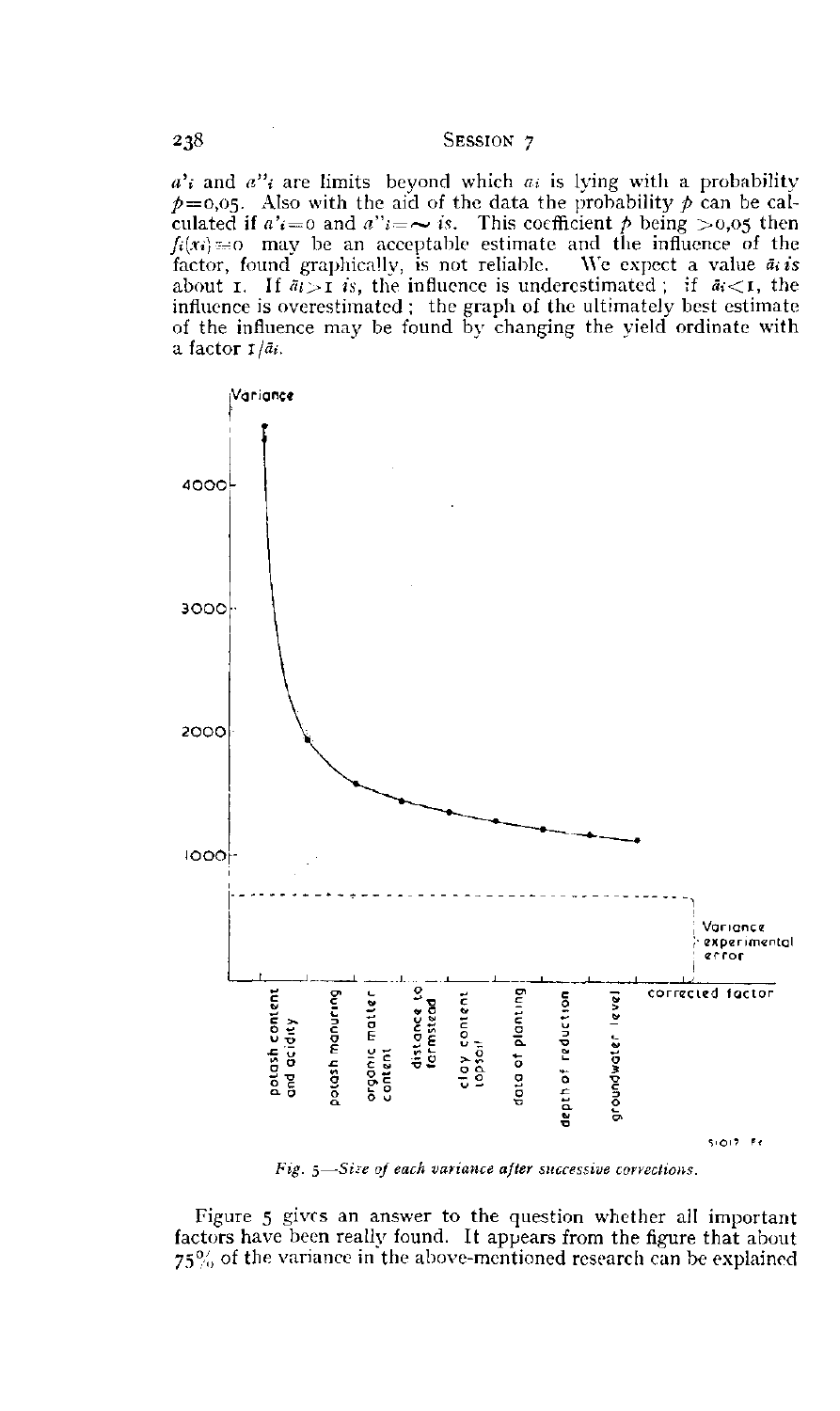$a'_i$ and $a''_i$ are limits beyond which $a_i$ is lying with a probability $p=0{,}05$. Also with the aid of the data the probability $p$ can be calculated if $a'_i=0$ and $a''_i=\sim$ *is*. This coefficient $p$ being $>0{,}05$ then $f_i(x_i)=0$ may be an acceptable estimate and the influence of the factor, found graphically, is not reliable. We expect a value $\bar{a}_i$ *is* about 1. If $\bar{a}_i>1$ *is*, the influence is underestimated; if $\bar{a}_i<1$, the influence is overestimated; the graph of the ultimately best estimate of the influence may be found by changing the yield ordinate with a factor $1/\bar{a}_i$.

*Fig. 5—Size of each variance after successive corrections.*

Figure 5 gives an answer to the question whether all important factors have been really found. It appears from the figure that about 75% of the variance in the above-mentioned research can be explained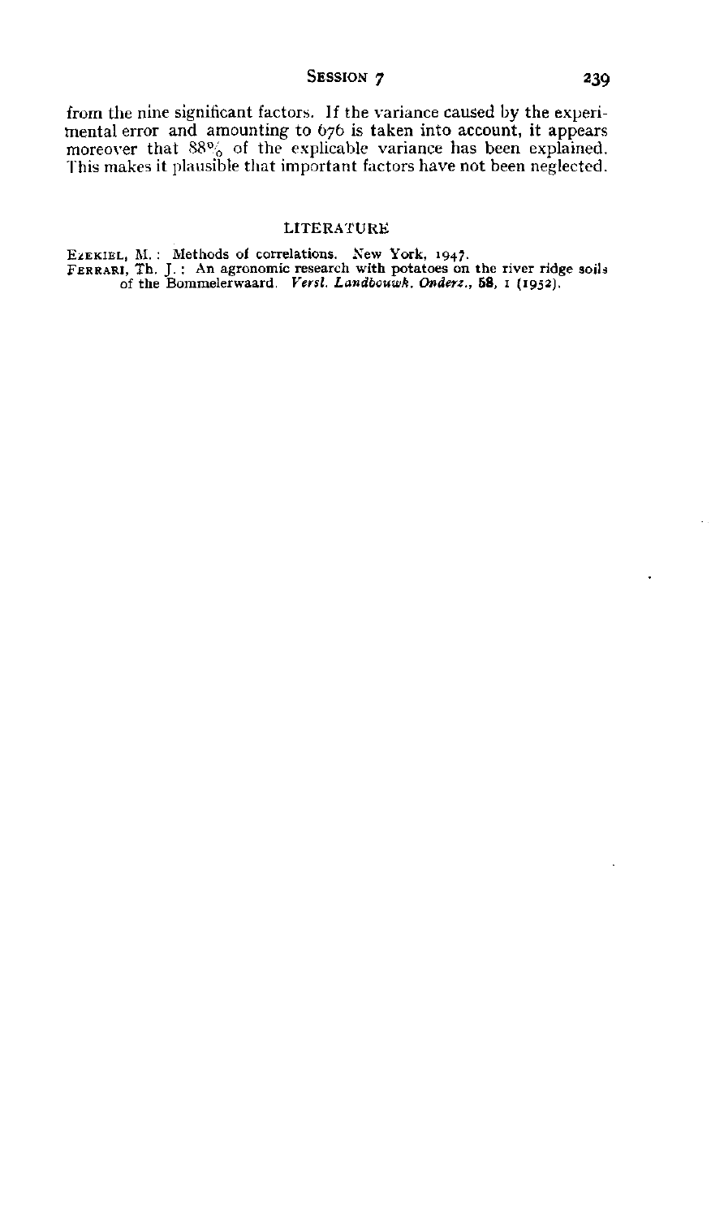from the nine significant factors. If the variance caused by the experimental error and amounting to 676 is taken into account, it appears moreover that 88% of the explicable variance has been explained. This makes it plausible that important factors have not been neglected.

## LITERATURE

EZEKIEL, M.: Methods of correlations. New York, 1947.

FERRARI, Th. J.: An agronomic research with potatoes on the river ridge soils of the Bommelerwaard. *Versl. Landbouwk. Onderz.*, **58**, 1 (1952).